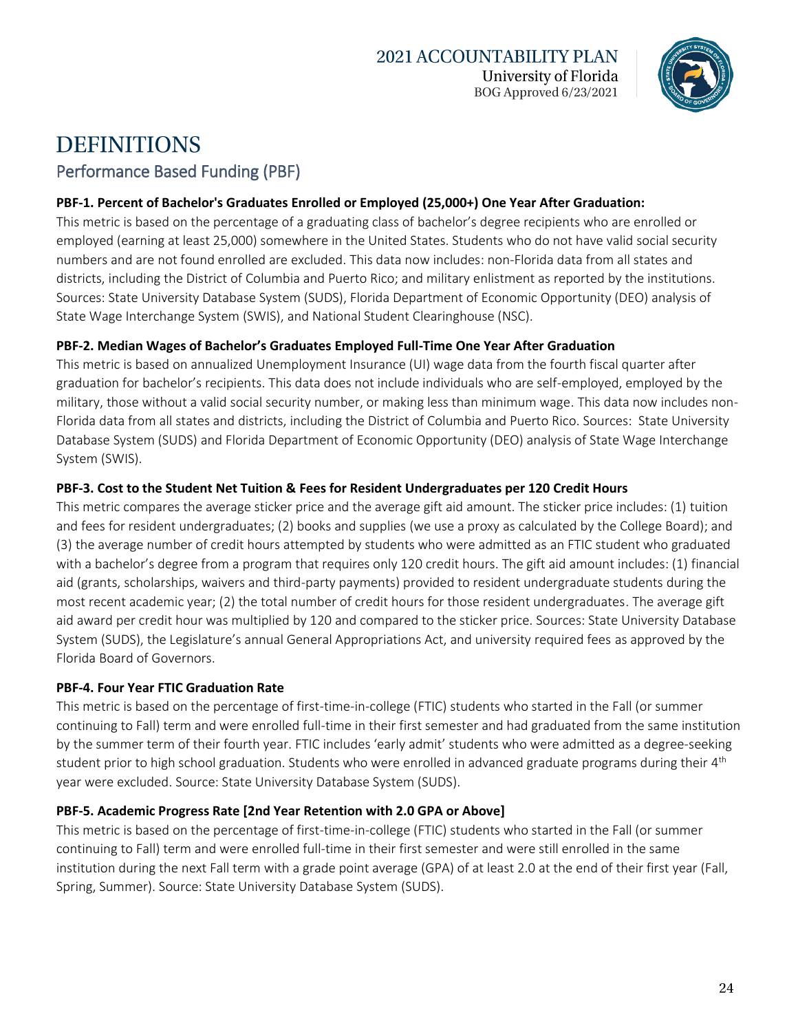# DEFINITIONS

## Performance Based Funding (PBF)

**PBF-1. Percent of Bachelor's Graduates Enrolled or Employed (25,000+) One Year After Graduation:**
This metric is based on the percentage of a graduating class of bachelor's degree recipients who are enrolled or employed (earning at least 25,000) somewhere in the United States. Students who do not have valid social security numbers and are not found enrolled are excluded. This data now includes: non-Florida data from all states and districts, including the District of Columbia and Puerto Rico; and military enlistment as reported by the institutions. Sources: State University Database System (SUDS), Florida Department of Economic Opportunity (DEO) analysis of State Wage Interchange System (SWIS), and National Student Clearinghouse (NSC).

**PBF-2. Median Wages of Bachelor's Graduates Employed Full-Time One Year After Graduation**
This metric is based on annualized Unemployment Insurance (UI) wage data from the fourth fiscal quarter after graduation for bachelor's recipients. This data does not include individuals who are self-employed, employed by the military, those without a valid social security number, or making less than minimum wage. This data now includes non-Florida data from all states and districts, including the District of Columbia and Puerto Rico. Sources: State University Database System (SUDS) and Florida Department of Economic Opportunity (DEO) analysis of State Wage Interchange System (SWIS).

**PBF-3. Cost to the Student Net Tuition & Fees for Resident Undergraduates per 120 Credit Hours**
This metric compares the average sticker price and the average gift aid amount. The sticker price includes: (1) tuition and fees for resident undergraduates; (2) books and supplies (we use a proxy as calculated by the College Board); and (3) the average number of credit hours attempted by students who were admitted as an FTIC student who graduated with a bachelor's degree from a program that requires only 120 credit hours. The gift aid amount includes: (1) financial aid (grants, scholarships, waivers and third-party payments) provided to resident undergraduate students during the most recent academic year; (2) the total number of credit hours for those resident undergraduates. The average gift aid award per credit hour was multiplied by 120 and compared to the sticker price. Sources: State University Database System (SUDS), the Legislature's annual General Appropriations Act, and university required fees as approved by the Florida Board of Governors.

**PBF-4. Four Year FTIC Graduation Rate**
This metric is based on the percentage of first-time-in-college (FTIC) students who started in the Fall (or summer continuing to Fall) term and were enrolled full-time in their first semester and had graduated from the same institution by the summer term of their fourth year. FTIC includes 'early admit' students who were admitted as a degree-seeking student prior to high school graduation. Students who were enrolled in advanced graduate programs during their 4th year were excluded. Source: State University Database System (SUDS).

**PBF-5. Academic Progress Rate [2nd Year Retention with 2.0 GPA or Above]**
This metric is based on the percentage of first-time-in-college (FTIC) students who started in the Fall (or summer continuing to Fall) term and were enrolled full-time in their first semester and were still enrolled in the same institution during the next Fall term with a grade point average (GPA) of at least 2.0 at the end of their first year (Fall, Spring, Summer). Source: State University Database System (SUDS).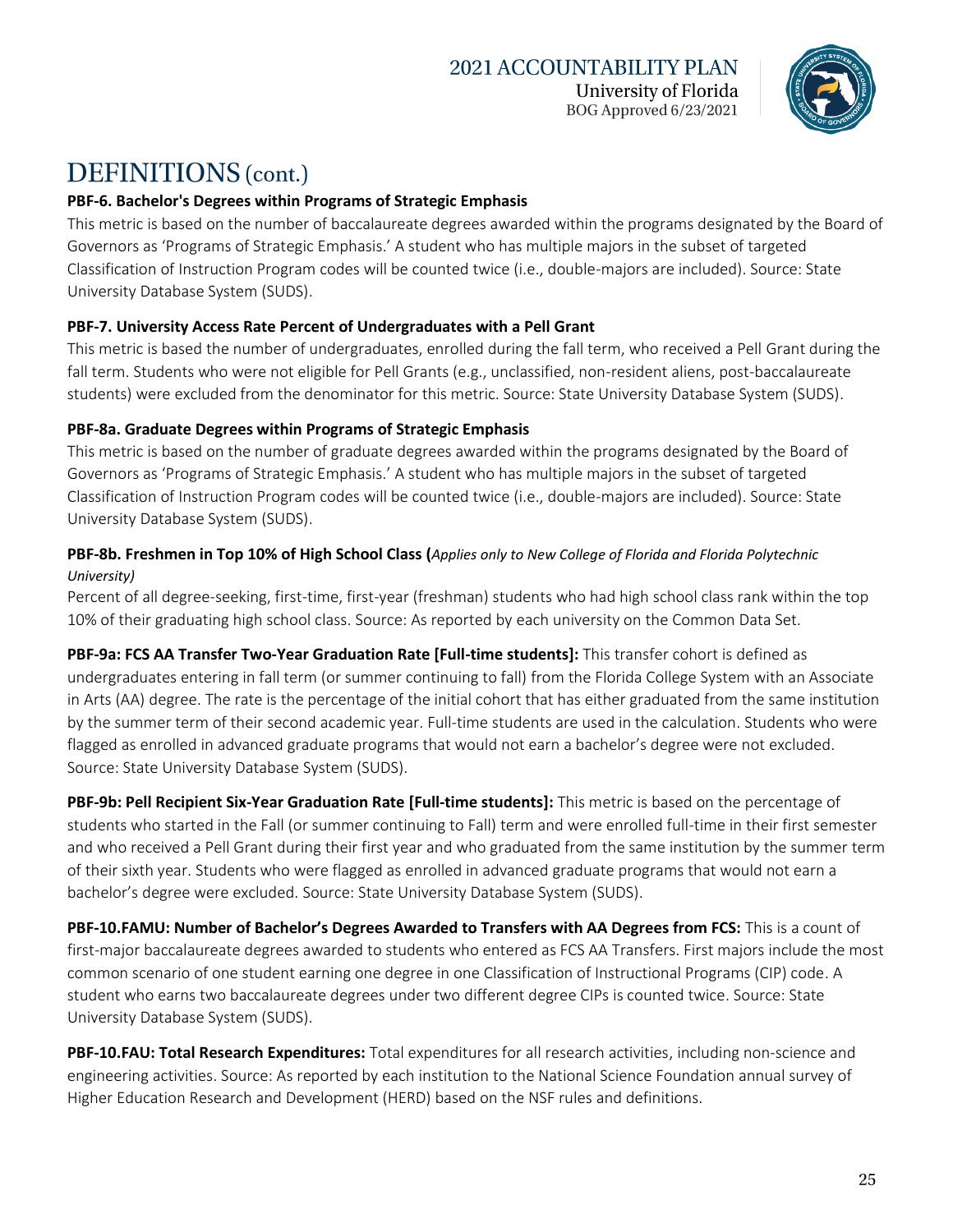# DEFINITIONS (cont.)

**PBF-6. Bachelor's Degrees within Programs of Strategic Emphasis**

This metric is based on the number of baccalaureate degrees awarded within the programs designated by the Board of Governors as 'Programs of Strategic Emphasis.' A student who has multiple majors in the subset of targeted Classification of Instruction Program codes will be counted twice (i.e., double-majors are included). Source: State University Database System (SUDS).

**PBF-7. University Access Rate Percent of Undergraduates with a Pell Grant**

This metric is based the number of undergraduates, enrolled during the fall term, who received a Pell Grant during the fall term. Students who were not eligible for Pell Grants (e.g., unclassified, non-resident aliens, post-baccalaureate students) were excluded from the denominator for this metric. Source: State University Database System (SUDS).

**PBF-8a. Graduate Degrees within Programs of Strategic Emphasis**

This metric is based on the number of graduate degrees awarded within the programs designated by the Board of Governors as 'Programs of Strategic Emphasis.' A student who has multiple majors in the subset of targeted Classification of Instruction Program codes will be counted twice (i.e., double-majors are included). Source: State University Database System (SUDS).

**PBF-8b. Freshmen in Top 10% of High School Class (*Applies only to New College of Florida and Florida Polytechnic University*)**

Percent of all degree-seeking, first-time, first-year (freshman) students who had high school class rank within the top 10% of their graduating high school class. Source: As reported by each university on the Common Data Set.

**PBF-9a: FCS AA Transfer Two-Year Graduation Rate [Full-time students]:** This transfer cohort is defined as undergraduates entering in fall term (or summer continuing to fall) from the Florida College System with an Associate in Arts (AA) degree. The rate is the percentage of the initial cohort that has either graduated from the same institution by the summer term of their second academic year. Full-time students are used in the calculation. Students who were flagged as enrolled in advanced graduate programs that would not earn a bachelor's degree were not excluded. Source: State University Database System (SUDS).

**PBF-9b: Pell Recipient Six-Year Graduation Rate [Full-time students]:** This metric is based on the percentage of students who started in the Fall (or summer continuing to Fall) term and were enrolled full-time in their first semester and who received a Pell Grant during their first year and who graduated from the same institution by the summer term of their sixth year. Students who were flagged as enrolled in advanced graduate programs that would not earn a bachelor's degree were excluded. Source: State University Database System (SUDS).

**PBF-10.FAMU: Number of Bachelor's Degrees Awarded to Transfers with AA Degrees from FCS:** This is a count of first-major baccalaureate degrees awarded to students who entered as FCS AA Transfers. First majors include the most common scenario of one student earning one degree in one Classification of Instructional Programs (CIP) code. A student who earns two baccalaureate degrees under two different degree CIPs is counted twice. Source: State University Database System (SUDS).

**PBF-10.FAU: Total Research Expenditures:** Total expenditures for all research activities, including non-science and engineering activities. Source: As reported by each institution to the National Science Foundation annual survey of Higher Education Research and Development (HERD) based on the NSF rules and definitions.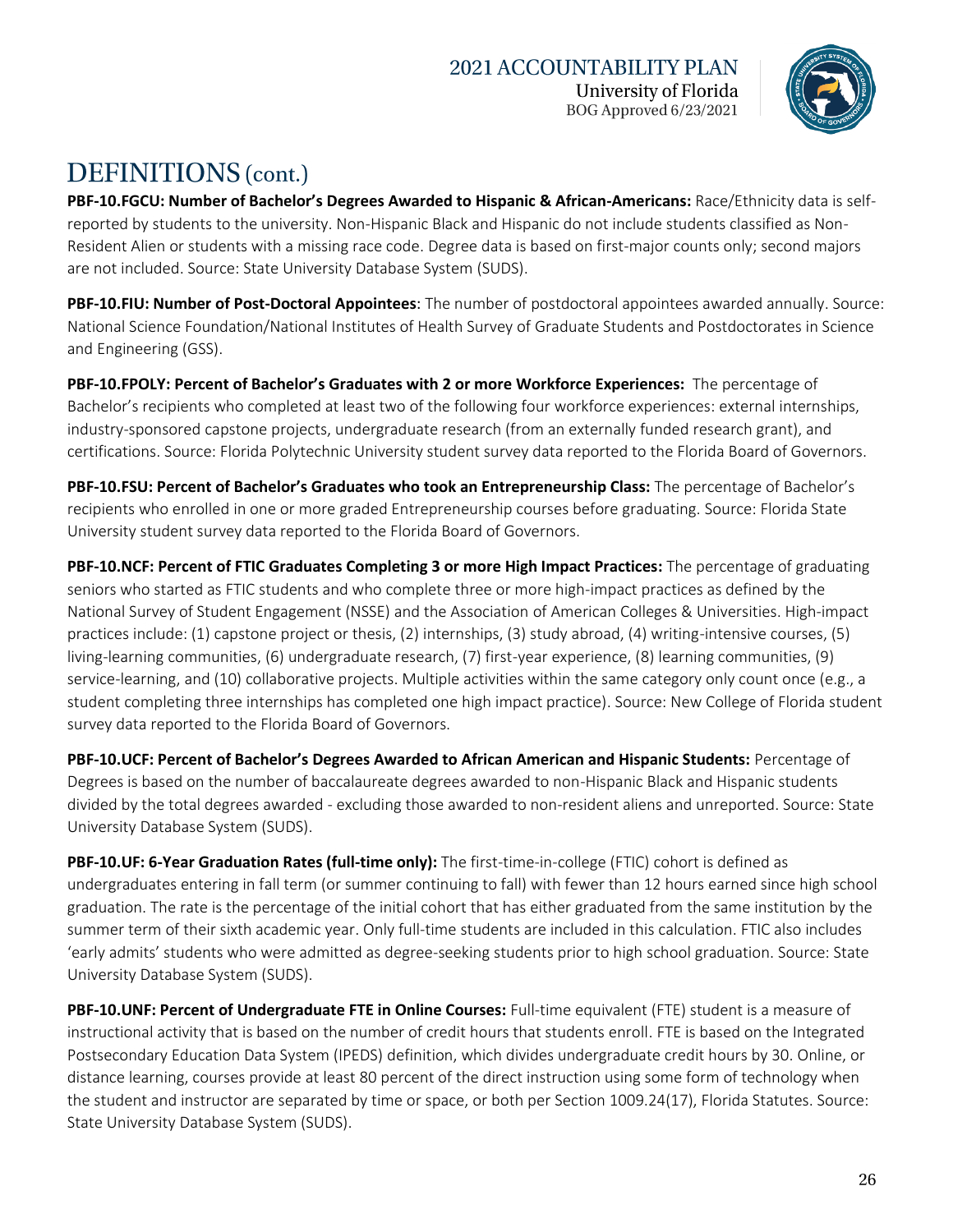# DEFINITIONS (cont.)

**PBF-10.FGCU: Number of Bachelor's Degrees Awarded to Hispanic & African-Americans:** Race/Ethnicity data is self-reported by students to the university. Non-Hispanic Black and Hispanic do not include students classified as Non-Resident Alien or students with a missing race code. Degree data is based on first-major counts only; second majors are not included. Source: State University Database System (SUDS).

**PBF-10.FIU: Number of Post-Doctoral Appointees**: The number of postdoctoral appointees awarded annually. Source: National Science Foundation/National Institutes of Health Survey of Graduate Students and Postdoctorates in Science and Engineering (GSS).

**PBF-10.FPOLY: Percent of Bachelor's Graduates with 2 or more Workforce Experiences:** The percentage of Bachelor's recipients who completed at least two of the following four workforce experiences: external internships, industry-sponsored capstone projects, undergraduate research (from an externally funded research grant), and certifications. Source: Florida Polytechnic University student survey data reported to the Florida Board of Governors.

**PBF-10.FSU: Percent of Bachelor's Graduates who took an Entrepreneurship Class:** The percentage of Bachelor's recipients who enrolled in one or more graded Entrepreneurship courses before graduating. Source: Florida State University student survey data reported to the Florida Board of Governors.

**PBF-10.NCF: Percent of FTIC Graduates Completing 3 or more High Impact Practices:** The percentage of graduating seniors who started as FTIC students and who complete three or more high-impact practices as defined by the National Survey of Student Engagement (NSSE) and the Association of American Colleges & Universities. High-impact practices include: (1) capstone project or thesis, (2) internships, (3) study abroad, (4) writing-intensive courses, (5) living-learning communities, (6) undergraduate research, (7) first-year experience, (8) learning communities, (9) service-learning, and (10) collaborative projects. Multiple activities within the same category only count once (e.g., a student completing three internships has completed one high impact practice). Source: New College of Florida student survey data reported to the Florida Board of Governors.

**PBF-10.UCF: Percent of Bachelor's Degrees Awarded to African American and Hispanic Students:** Percentage of Degrees is based on the number of baccalaureate degrees awarded to non-Hispanic Black and Hispanic students divided by the total degrees awarded - excluding those awarded to non-resident aliens and unreported. Source: State University Database System (SUDS).

**PBF-10.UF: 6-Year Graduation Rates (full-time only):** The first-time-in-college (FTIC) cohort is defined as undergraduates entering in fall term (or summer continuing to fall) with fewer than 12 hours earned since high school graduation. The rate is the percentage of the initial cohort that has either graduated from the same institution by the summer term of their sixth academic year. Only full-time students are included in this calculation. FTIC also includes 'early admits' students who were admitted as degree-seeking students prior to high school graduation. Source: State University Database System (SUDS).

**PBF-10.UNF: Percent of Undergraduate FTE in Online Courses:** Full-time equivalent (FTE) student is a measure of instructional activity that is based on the number of credit hours that students enroll. FTE is based on the Integrated Postsecondary Education Data System (IPEDS) definition, which divides undergraduate credit hours by 30. Online, or distance learning, courses provide at least 80 percent of the direct instruction using some form of technology when the student and instructor are separated by time or space, or both per Section 1009.24(17), Florida Statutes. Source: State University Database System (SUDS).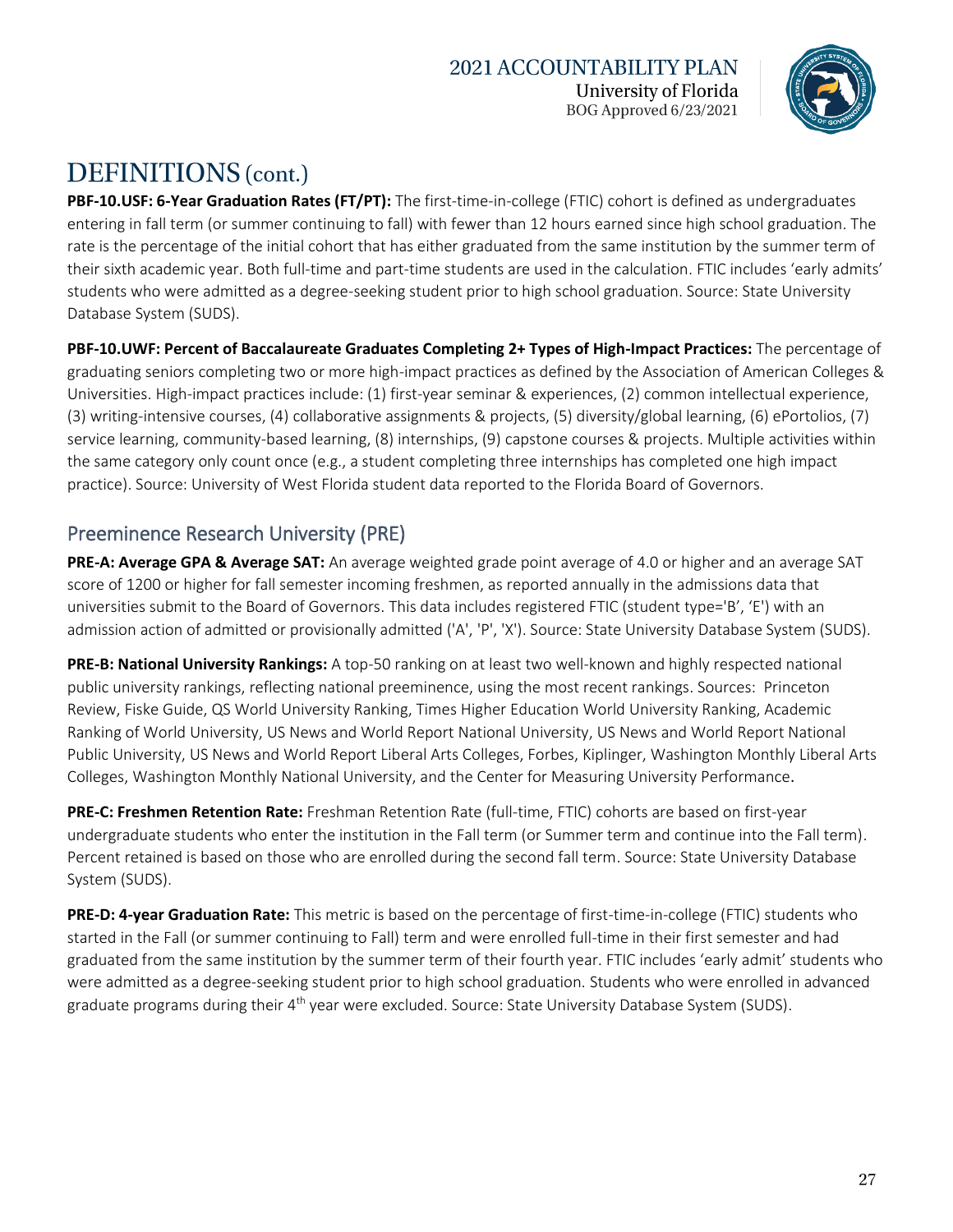# DEFINITIONS (cont.)

**PBF-10.USF: 6-Year Graduation Rates (FT/PT):** The first-time-in-college (FTIC) cohort is defined as undergraduates entering in fall term (or summer continuing to fall) with fewer than 12 hours earned since high school graduation. The rate is the percentage of the initial cohort that has either graduated from the same institution by the summer term of their sixth academic year. Both full-time and part-time students are used in the calculation. FTIC includes 'early admits' students who were admitted as a degree-seeking student prior to high school graduation. Source: State University Database System (SUDS).

**PBF-10.UWF: Percent of Baccalaureate Graduates Completing 2+ Types of High-Impact Practices:** The percentage of graduating seniors completing two or more high-impact practices as defined by the Association of American Colleges & Universities. High-impact practices include: (1) first-year seminar & experiences, (2) common intellectual experience, (3) writing-intensive courses, (4) collaborative assignments & projects, (5) diversity/global learning, (6) ePortolios, (7) service learning, community-based learning, (8) internships, (9) capstone courses & projects. Multiple activities within the same category only count once (e.g., a student completing three internships has completed one high impact practice). Source: University of West Florida student data reported to the Florida Board of Governors.

## Preeminence Research University (PRE)

**PRE-A: Average GPA & Average SAT:** An average weighted grade point average of 4.0 or higher and an average SAT score of 1200 or higher for fall semester incoming freshmen, as reported annually in the admissions data that universities submit to the Board of Governors. This data includes registered FTIC (student type='B', 'E') with an admission action of admitted or provisionally admitted ('A', 'P', 'X'). Source: State University Database System (SUDS).

**PRE-B: National University Rankings:** A top-50 ranking on at least two well-known and highly respected national public university rankings, reflecting national preeminence, using the most recent rankings. Sources: Princeton Review, Fiske Guide, QS World University Ranking, Times Higher Education World University Ranking, Academic Ranking of World University, US News and World Report National University, US News and World Report National Public University, US News and World Report Liberal Arts Colleges, Forbes, Kiplinger, Washington Monthly Liberal Arts Colleges, Washington Monthly National University, and the Center for Measuring University Performance.

**PRE-C: Freshmen Retention Rate:** Freshman Retention Rate (full-time, FTIC) cohorts are based on first-year undergraduate students who enter the institution in the Fall term (or Summer term and continue into the Fall term). Percent retained is based on those who are enrolled during the second fall term. Source: State University Database System (SUDS).

**PRE-D: 4-year Graduation Rate:** This metric is based on the percentage of first-time-in-college (FTIC) students who started in the Fall (or summer continuing to Fall) term and were enrolled full-time in their first semester and had graduated from the same institution by the summer term of their fourth year. FTIC includes 'early admit' students who were admitted as a degree-seeking student prior to high school graduation. Students who were enrolled in advanced graduate programs during their 4th year were excluded. Source: State University Database System (SUDS).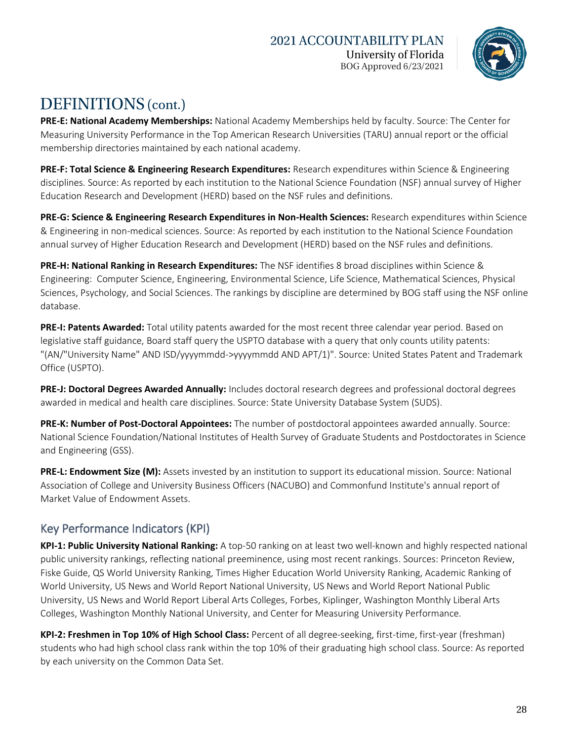# DEFINITIONS (cont.)

**PRE-E: National Academy Memberships:** National Academy Memberships held by faculty. Source: The Center for Measuring University Performance in the Top American Research Universities (TARU) annual report or the official membership directories maintained by each national academy.

**PRE-F: Total Science & Engineering Research Expenditures:** Research expenditures within Science & Engineering disciplines. Source: As reported by each institution to the National Science Foundation (NSF) annual survey of Higher Education Research and Development (HERD) based on the NSF rules and definitions.

**PRE-G: Science & Engineering Research Expenditures in Non-Health Sciences:** Research expenditures within Science & Engineering in non-medical sciences. Source: As reported by each institution to the National Science Foundation annual survey of Higher Education Research and Development (HERD) based on the NSF rules and definitions.

**PRE-H: National Ranking in Research Expenditures:** The NSF identifies 8 broad disciplines within Science & Engineering: Computer Science, Engineering, Environmental Science, Life Science, Mathematical Sciences, Physical Sciences, Psychology, and Social Sciences. The rankings by discipline are determined by BOG staff using the NSF online database.

**PRE-I: Patents Awarded:** Total utility patents awarded for the most recent three calendar year period. Based on legislative staff guidance, Board staff query the USPTO database with a query that only counts utility patents: "(AN/"University Name" AND ISD/yyyymmdd->yyyymmdd AND APT/1)". Source: United States Patent and Trademark Office (USPTO).

**PRE-J: Doctoral Degrees Awarded Annually:** Includes doctoral research degrees and professional doctoral degrees awarded in medical and health care disciplines. Source: State University Database System (SUDS).

**PRE-K: Number of Post-Doctoral Appointees:** The number of postdoctoral appointees awarded annually. Source: National Science Foundation/National Institutes of Health Survey of Graduate Students and Postdoctorates in Science and Engineering (GSS).

**PRE-L: Endowment Size (M):** Assets invested by an institution to support its educational mission. Source: National Association of College and University Business Officers (NACUBO) and Commonfund Institute's annual report of Market Value of Endowment Assets.

## Key Performance Indicators (KPI)

**KPI-1: Public University National Ranking:** A top-50 ranking on at least two well-known and highly respected national public university rankings, reflecting national preeminence, using most recent rankings. Sources: Princeton Review, Fiske Guide, QS World University Ranking, Times Higher Education World University Ranking, Academic Ranking of World University, US News and World Report National University, US News and World Report National Public University, US News and World Report Liberal Arts Colleges, Forbes, Kiplinger, Washington Monthly Liberal Arts Colleges, Washington Monthly National University, and Center for Measuring University Performance.

**KPI-2: Freshmen in Top 10% of High School Class:** Percent of all degree-seeking, first-time, first-year (freshman) students who had high school class rank within the top 10% of their graduating high school class. Source: As reported by each university on the Common Data Set.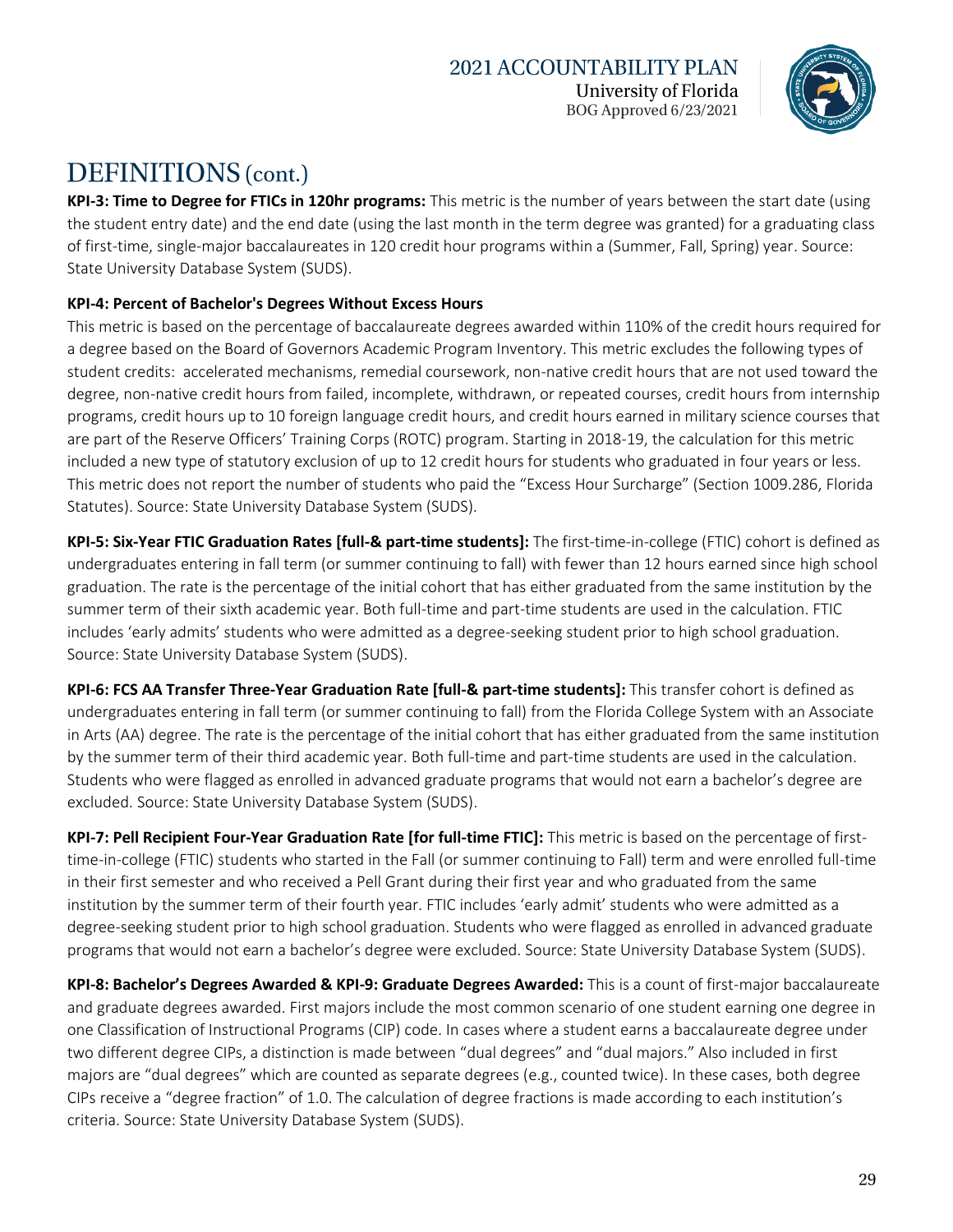# DEFINITIONS (cont.)

**KPI-3: Time to Degree for FTICs in 120hr programs:** This metric is the number of years between the start date (using the student entry date) and the end date (using the last month in the term degree was granted) for a graduating class of first-time, single-major baccalaureates in 120 credit hour programs within a (Summer, Fall, Spring) year. Source: State University Database System (SUDS).

**KPI-4: Percent of Bachelor's Degrees Without Excess Hours**

This metric is based on the percentage of baccalaureate degrees awarded within 110% of the credit hours required for a degree based on the Board of Governors Academic Program Inventory. This metric excludes the following types of student credits: accelerated mechanisms, remedial coursework, non-native credit hours that are not used toward the degree, non-native credit hours from failed, incomplete, withdrawn, or repeated courses, credit hours from internship programs, credit hours up to 10 foreign language credit hours, and credit hours earned in military science courses that are part of the Reserve Officers' Training Corps (ROTC) program. Starting in 2018-19, the calculation for this metric included a new type of statutory exclusion of up to 12 credit hours for students who graduated in four years or less. This metric does not report the number of students who paid the "Excess Hour Surcharge" (Section 1009.286, Florida Statutes). Source: State University Database System (SUDS).

**KPI-5: Six-Year FTIC Graduation Rates [full-& part-time students]:** The first-time-in-college (FTIC) cohort is defined as undergraduates entering in fall term (or summer continuing to fall) with fewer than 12 hours earned since high school graduation. The rate is the percentage of the initial cohort that has either graduated from the same institution by the summer term of their sixth academic year. Both full-time and part-time students are used in the calculation. FTIC includes 'early admits' students who were admitted as a degree-seeking student prior to high school graduation. Source: State University Database System (SUDS).

**KPI-6: FCS AA Transfer Three-Year Graduation Rate [full-& part-time students]:** This transfer cohort is defined as undergraduates entering in fall term (or summer continuing to fall) from the Florida College System with an Associate in Arts (AA) degree. The rate is the percentage of the initial cohort that has either graduated from the same institution by the summer term of their third academic year. Both full-time and part-time students are used in the calculation. Students who were flagged as enrolled in advanced graduate programs that would not earn a bachelor's degree are excluded. Source: State University Database System (SUDS).

**KPI-7: Pell Recipient Four-Year Graduation Rate [for full-time FTIC]:** This metric is based on the percentage of first-time-in-college (FTIC) students who started in the Fall (or summer continuing to Fall) term and were enrolled full-time in their first semester and who received a Pell Grant during their first year and who graduated from the same institution by the summer term of their fourth year. FTIC includes 'early admit' students who were admitted as a degree-seeking student prior to high school graduation. Students who were flagged as enrolled in advanced graduate programs that would not earn a bachelor's degree were excluded. Source: State University Database System (SUDS).

**KPI-8: Bachelor's Degrees Awarded & KPI-9: Graduate Degrees Awarded:** This is a count of first-major baccalaureate and graduate degrees awarded. First majors include the most common scenario of one student earning one degree in one Classification of Instructional Programs (CIP) code. In cases where a student earns a baccalaureate degree under two different degree CIPs, a distinction is made between "dual degrees" and "dual majors." Also included in first majors are "dual degrees" which are counted as separate degrees (e.g., counted twice). In these cases, both degree CIPs receive a "degree fraction" of 1.0. The calculation of degree fractions is made according to each institution's criteria. Source: State University Database System (SUDS).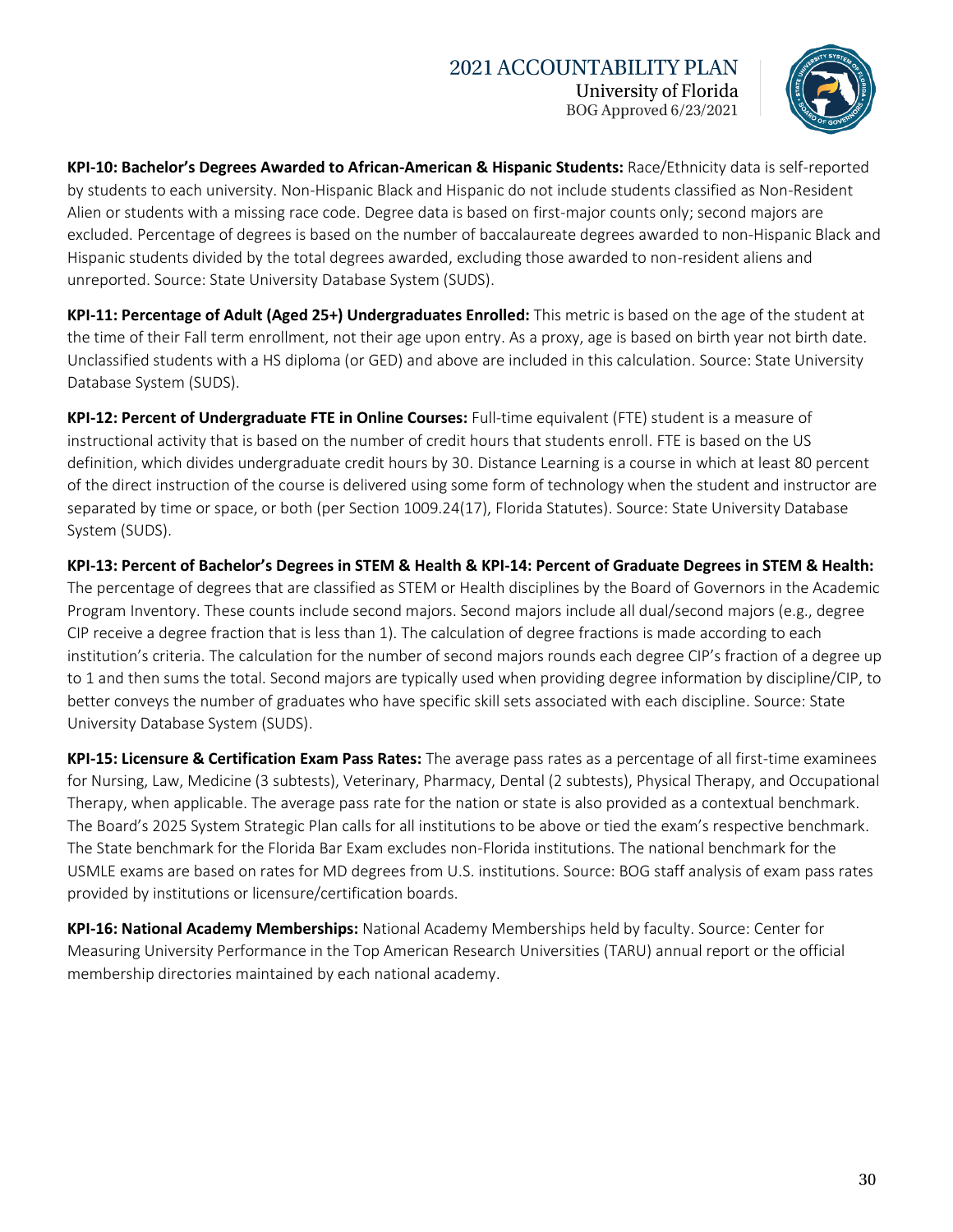**KPI-10: Bachelor's Degrees Awarded to African-American & Hispanic Students:** Race/Ethnicity data is self-reported by students to each university. Non-Hispanic Black and Hispanic do not include students classified as Non-Resident Alien or students with a missing race code. Degree data is based on first-major counts only; second majors are excluded. Percentage of degrees is based on the number of baccalaureate degrees awarded to non-Hispanic Black and Hispanic students divided by the total degrees awarded, excluding those awarded to non-resident aliens and unreported. Source: State University Database System (SUDS).

**KPI-11: Percentage of Adult (Aged 25+) Undergraduates Enrolled:** This metric is based on the age of the student at the time of their Fall term enrollment, not their age upon entry. As a proxy, age is based on birth year not birth date. Unclassified students with a HS diploma (or GED) and above are included in this calculation. Source: State University Database System (SUDS).

**KPI-12: Percent of Undergraduate FTE in Online Courses:** Full-time equivalent (FTE) student is a measure of instructional activity that is based on the number of credit hours that students enroll. FTE is based on the US definition, which divides undergraduate credit hours by 30. Distance Learning is a course in which at least 80 percent of the direct instruction of the course is delivered using some form of technology when the student and instructor are separated by time or space, or both (per Section 1009.24(17), Florida Statutes). Source: State University Database System (SUDS).

**KPI-13: Percent of Bachelor's Degrees in STEM & Health & KPI-14: Percent of Graduate Degrees in STEM & Health:** The percentage of degrees that are classified as STEM or Health disciplines by the Board of Governors in the Academic Program Inventory. These counts include second majors. Second majors include all dual/second majors (e.g., degree CIP receive a degree fraction that is less than 1). The calculation of degree fractions is made according to each institution's criteria. The calculation for the number of second majors rounds each degree CIP's fraction of a degree up to 1 and then sums the total. Second majors are typically used when providing degree information by discipline/CIP, to better conveys the number of graduates who have specific skill sets associated with each discipline. Source: State University Database System (SUDS).

**KPI-15: Licensure & Certification Exam Pass Rates:** The average pass rates as a percentage of all first-time examinees for Nursing, Law, Medicine (3 subtests), Veterinary, Pharmacy, Dental (2 subtests), Physical Therapy, and Occupational Therapy, when applicable. The average pass rate for the nation or state is also provided as a contextual benchmark. The Board's 2025 System Strategic Plan calls for all institutions to be above or tied the exam's respective benchmark. The State benchmark for the Florida Bar Exam excludes non-Florida institutions. The national benchmark for the USMLE exams are based on rates for MD degrees from U.S. institutions. Source: BOG staff analysis of exam pass rates provided by institutions or licensure/certification boards.

**KPI-16: National Academy Memberships:** National Academy Memberships held by faculty. Source: Center for Measuring University Performance in the Top American Research Universities (TARU) annual report or the official membership directories maintained by each national academy.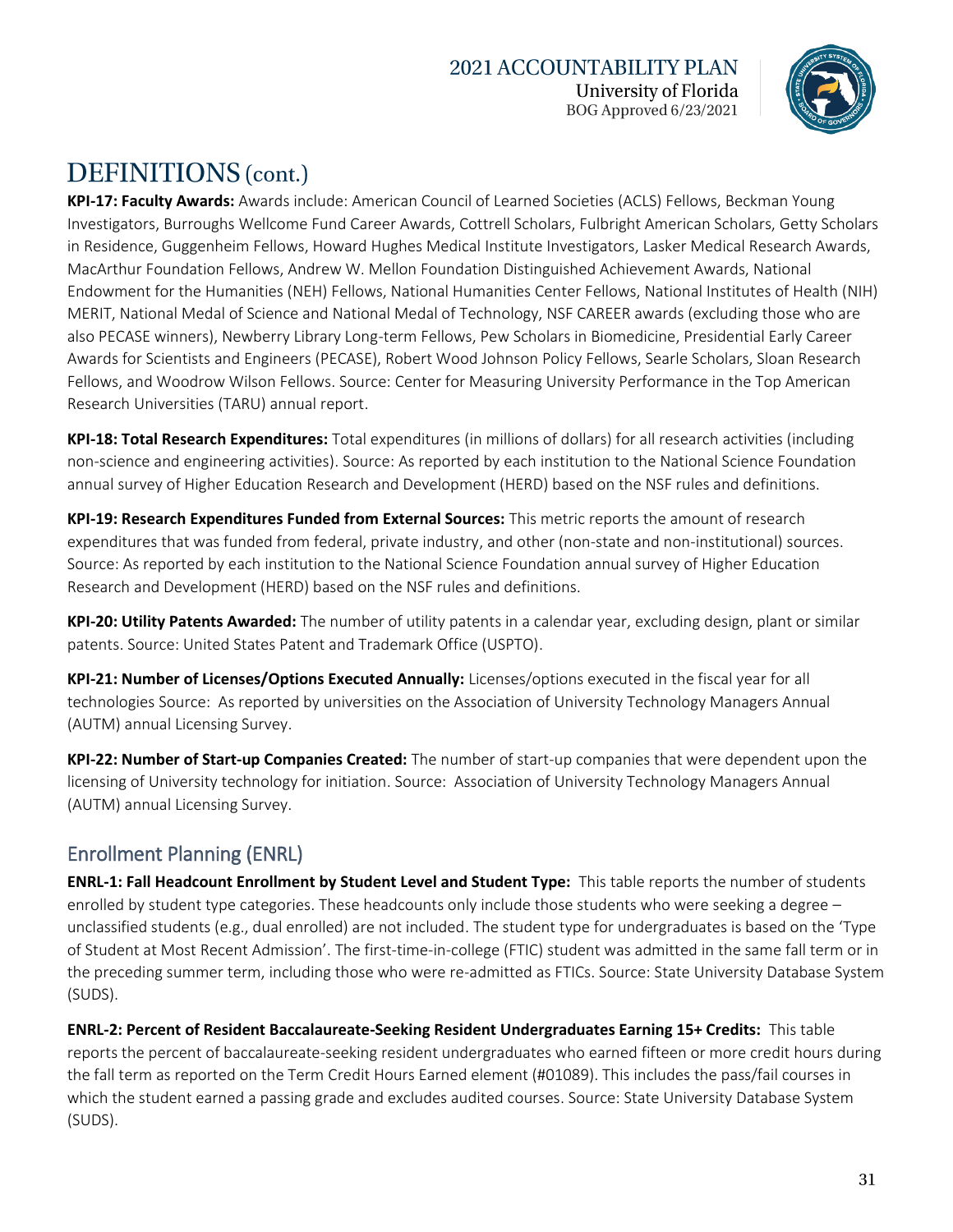# DEFINITIONS (cont.)

**KPI-17: Faculty Awards:** Awards include: American Council of Learned Societies (ACLS) Fellows, Beckman Young Investigators, Burroughs Wellcome Fund Career Awards, Cottrell Scholars, Fulbright American Scholars, Getty Scholars in Residence, Guggenheim Fellows, Howard Hughes Medical Institute Investigators, Lasker Medical Research Awards, MacArthur Foundation Fellows, Andrew W. Mellon Foundation Distinguished Achievement Awards, National Endowment for the Humanities (NEH) Fellows, National Humanities Center Fellows, National Institutes of Health (NIH) MERIT, National Medal of Science and National Medal of Technology, NSF CAREER awards (excluding those who are also PECASE winners), Newberry Library Long-term Fellows, Pew Scholars in Biomedicine, Presidential Early Career Awards for Scientists and Engineers (PECASE), Robert Wood Johnson Policy Fellows, Searle Scholars, Sloan Research Fellows, and Woodrow Wilson Fellows. Source: Center for Measuring University Performance in the Top American Research Universities (TARU) annual report.

**KPI-18: Total Research Expenditures:** Total expenditures (in millions of dollars) for all research activities (including non-science and engineering activities). Source: As reported by each institution to the National Science Foundation annual survey of Higher Education Research and Development (HERD) based on the NSF rules and definitions.

**KPI-19: Research Expenditures Funded from External Sources:** This metric reports the amount of research expenditures that was funded from federal, private industry, and other (non-state and non-institutional) sources. Source: As reported by each institution to the National Science Foundation annual survey of Higher Education Research and Development (HERD) based on the NSF rules and definitions.

**KPI-20: Utility Patents Awarded:** The number of utility patents in a calendar year, excluding design, plant or similar patents. Source: United States Patent and Trademark Office (USPTO).

**KPI-21: Number of Licenses/Options Executed Annually:** Licenses/options executed in the fiscal year for all technologies Source: As reported by universities on the Association of University Technology Managers Annual (AUTM) annual Licensing Survey.

**KPI-22: Number of Start-up Companies Created:** The number of start-up companies that were dependent upon the licensing of University technology for initiation. Source: Association of University Technology Managers Annual (AUTM) annual Licensing Survey.

## Enrollment Planning (ENRL)

**ENRL-1: Fall Headcount Enrollment by Student Level and Student Type:** This table reports the number of students enrolled by student type categories. These headcounts only include those students who were seeking a degree – unclassified students (e.g., dual enrolled) are not included. The student type for undergraduates is based on the 'Type of Student at Most Recent Admission'. The first-time-in-college (FTIC) student was admitted in the same fall term or in the preceding summer term, including those who were re-admitted as FTICs. Source: State University Database System (SUDS).

**ENRL-2: Percent of Resident Baccalaureate-Seeking Resident Undergraduates Earning 15+ Credits:** This table reports the percent of baccalaureate-seeking resident undergraduates who earned fifteen or more credit hours during the fall term as reported on the Term Credit Hours Earned element (#01089). This includes the pass/fail courses in which the student earned a passing grade and excludes audited courses. Source: State University Database System (SUDS).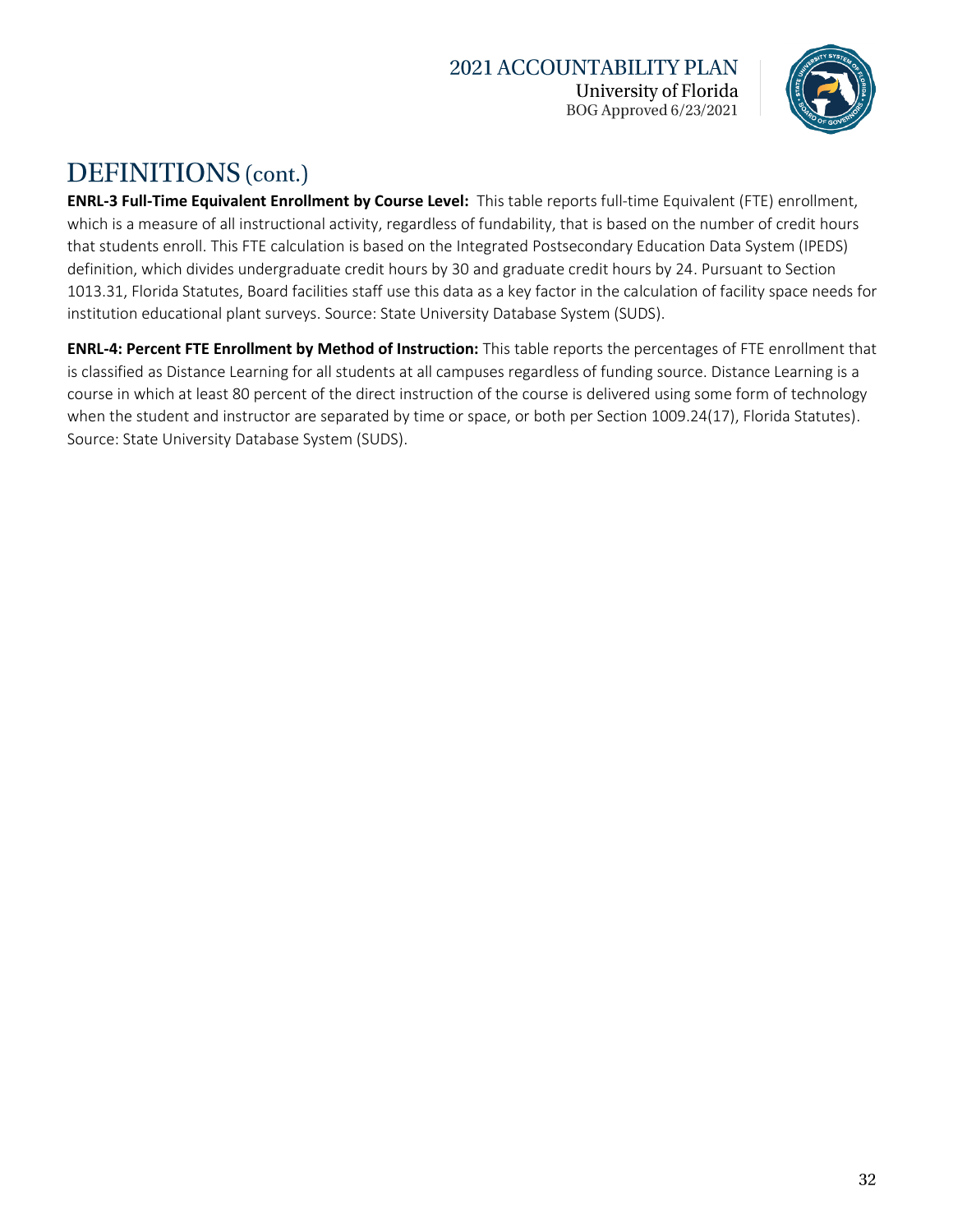# DEFINITIONS (cont.)

**ENRL-3 Full-Time Equivalent Enrollment by Course Level:** This table reports full-time Equivalent (FTE) enrollment, which is a measure of all instructional activity, regardless of fundability, that is based on the number of credit hours that students enroll. This FTE calculation is based on the Integrated Postsecondary Education Data System (IPEDS) definition, which divides undergraduate credit hours by 30 and graduate credit hours by 24. Pursuant to Section 1013.31, Florida Statutes, Board facilities staff use this data as a key factor in the calculation of facility space needs for institution educational plant surveys. Source: State University Database System (SUDS).

**ENRL-4: Percent FTE Enrollment by Method of Instruction:** This table reports the percentages of FTE enrollment that is classified as Distance Learning for all students at all campuses regardless of funding source. Distance Learning is a course in which at least 80 percent of the direct instruction of the course is delivered using some form of technology when the student and instructor are separated by time or space, or both per Section 1009.24(17), Florida Statutes). Source: State University Database System (SUDS).